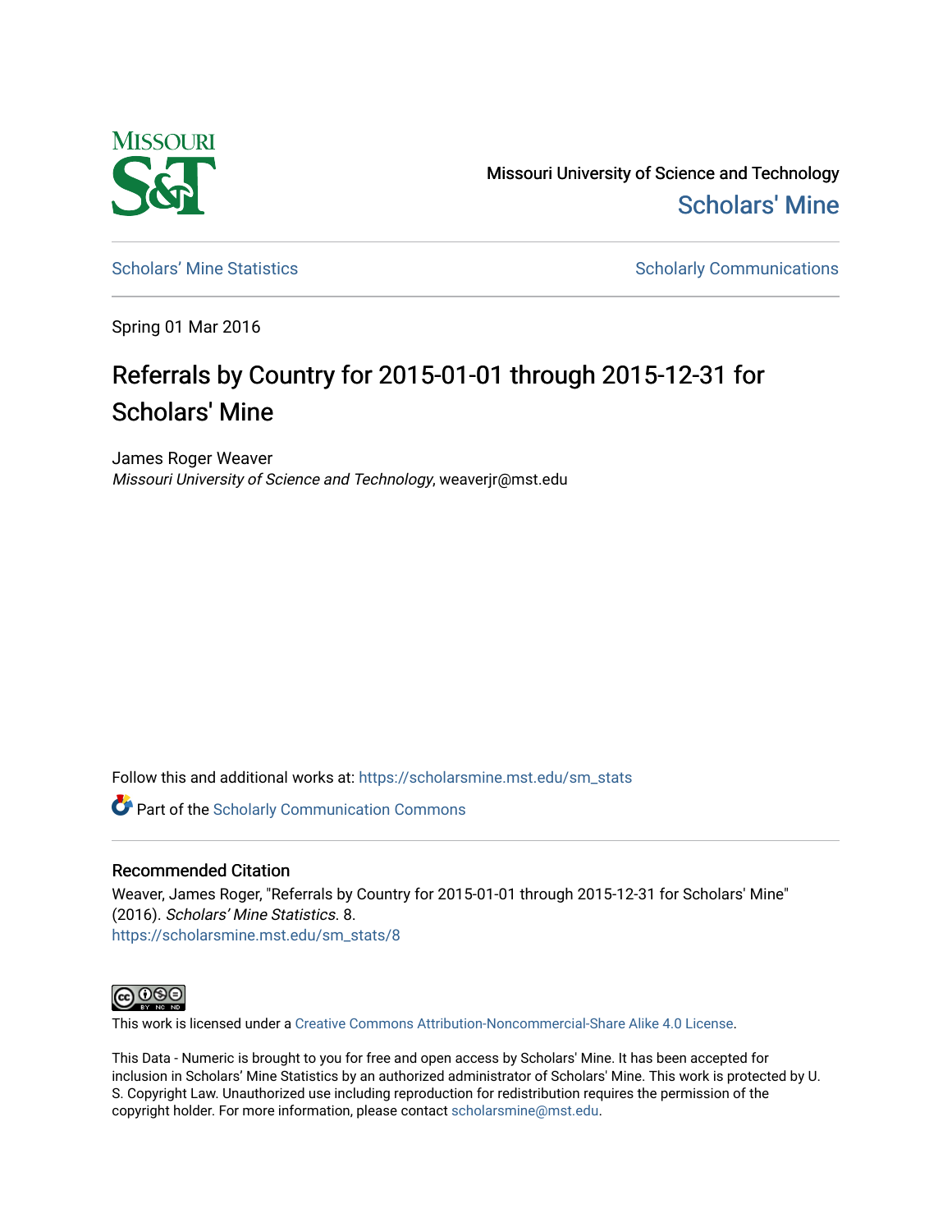Missouri University of Science and Technology

Scholars' Mine

Scholars' Mine Statistics

Scholarly Communications

Spring 01 Mar 2016

# Referrals by Country for 2015-01-01 through 2015-12-31 for Scholars' Mine

James Roger Weaver

*Missouri University of Science and Technology*, weaverjr@mst.edu

Follow this and additional works at: https://scholarsmine.mst.edu/sm_stats

Part of the Scholarly Communication Commons

## Recommended Citation

Weaver, James Roger, "Referrals by Country for 2015-01-01 through 2015-12-31 for Scholars' Mine" (2016). *Scholars' Mine Statistics*. 8.
https://scholarsmine.mst.edu/sm_stats/8

This work is licensed under a Creative Commons Attribution-Noncommercial-Share Alike 4.0 License.

This Data - Numeric is brought to you for free and open access by Scholars' Mine. It has been accepted for inclusion in Scholars' Mine Statistics by an authorized administrator of Scholars' Mine. This work is protected by U. S. Copyright Law. Unauthorized use including reproduction for redistribution requires the permission of the copyright holder. For more information, please contact scholarsmine@mst.edu.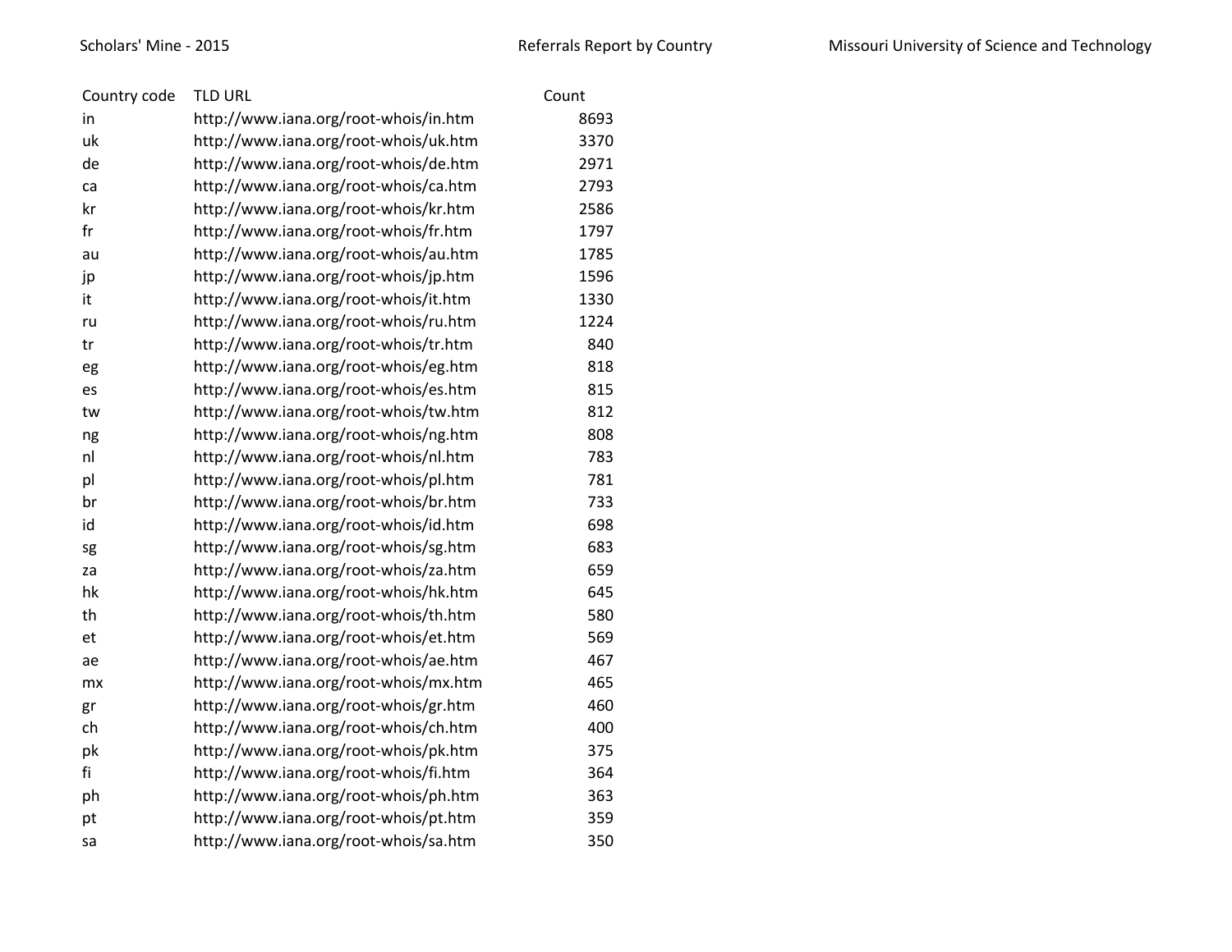| Country code | TLD URL | Count |
|---|---|---|
| in | http://www.iana.org/root-whois/in.htm | 8693 |
| uk | http://www.iana.org/root-whois/uk.htm | 3370 |
| de | http://www.iana.org/root-whois/de.htm | 2971 |
| ca | http://www.iana.org/root-whois/ca.htm | 2793 |
| kr | http://www.iana.org/root-whois/kr.htm | 2586 |
| fr | http://www.iana.org/root-whois/fr.htm | 1797 |
| au | http://www.iana.org/root-whois/au.htm | 1785 |
| jp | http://www.iana.org/root-whois/jp.htm | 1596 |
| it | http://www.iana.org/root-whois/it.htm | 1330 |
| ru | http://www.iana.org/root-whois/ru.htm | 1224 |
| tr | http://www.iana.org/root-whois/tr.htm | 840 |
| eg | http://www.iana.org/root-whois/eg.htm | 818 |
| es | http://www.iana.org/root-whois/es.htm | 815 |
| tw | http://www.iana.org/root-whois/tw.htm | 812 |
| ng | http://www.iana.org/root-whois/ng.htm | 808 |
| nl | http://www.iana.org/root-whois/nl.htm | 783 |
| pl | http://www.iana.org/root-whois/pl.htm | 781 |
| br | http://www.iana.org/root-whois/br.htm | 733 |
| id | http://www.iana.org/root-whois/id.htm | 698 |
| sg | http://www.iana.org/root-whois/sg.htm | 683 |
| za | http://www.iana.org/root-whois/za.htm | 659 |
| hk | http://www.iana.org/root-whois/hk.htm | 645 |
| th | http://www.iana.org/root-whois/th.htm | 580 |
| et | http://www.iana.org/root-whois/et.htm | 569 |
| ae | http://www.iana.org/root-whois/ae.htm | 467 |
| mx | http://www.iana.org/root-whois/mx.htm | 465 |
| gr | http://www.iana.org/root-whois/gr.htm | 460 |
| ch | http://www.iana.org/root-whois/ch.htm | 400 |
| pk | http://www.iana.org/root-whois/pk.htm | 375 |
| fi | http://www.iana.org/root-whois/fi.htm | 364 |
| ph | http://www.iana.org/root-whois/ph.htm | 363 |
| pt | http://www.iana.org/root-whois/pt.htm | 359 |
| sa | http://www.iana.org/root-whois/sa.htm | 350 |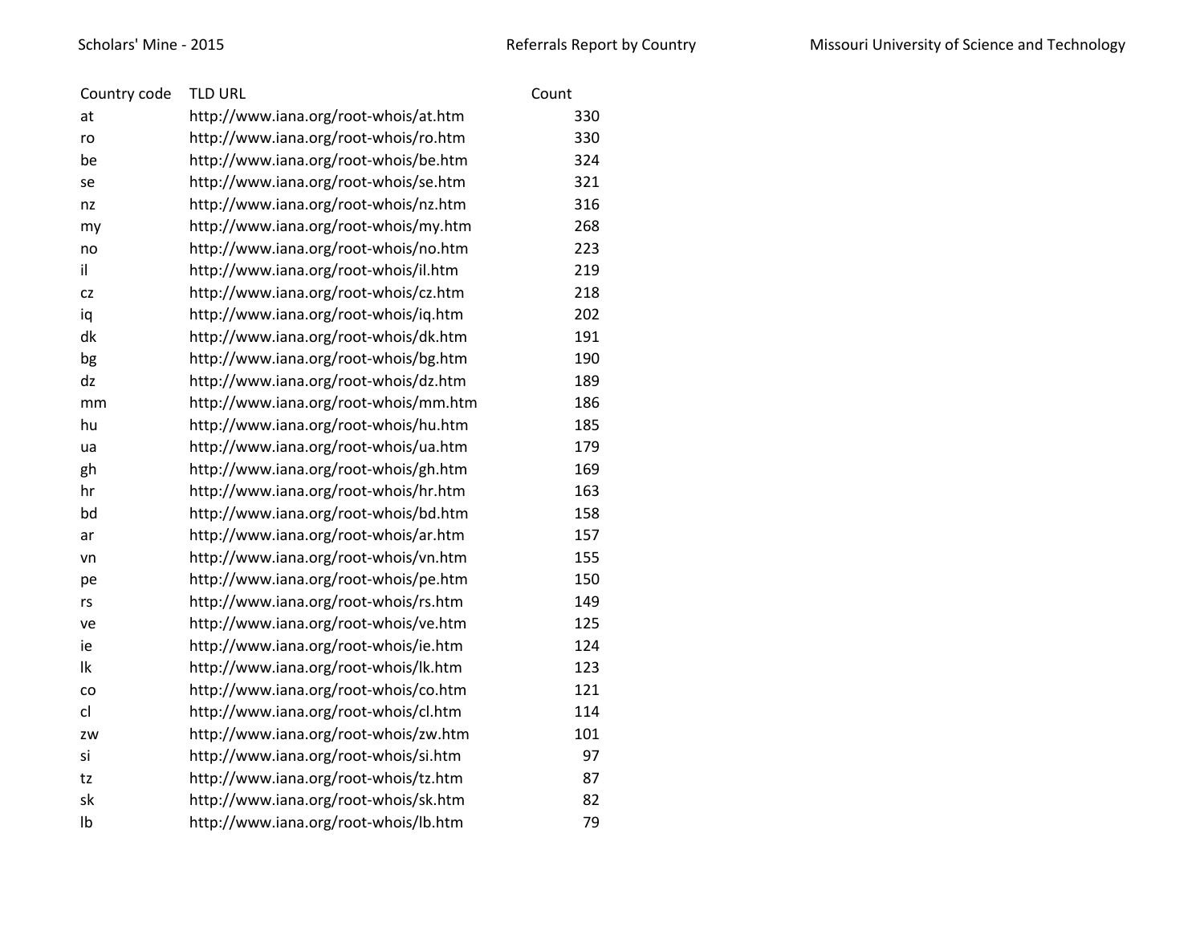| Country code | TLD URL | Count |
|---|---|---|
| at | http://www.iana.org/root-whois/at.htm | 330 |
| ro | http://www.iana.org/root-whois/ro.htm | 330 |
| be | http://www.iana.org/root-whois/be.htm | 324 |
| se | http://www.iana.org/root-whois/se.htm | 321 |
| nz | http://www.iana.org/root-whois/nz.htm | 316 |
| my | http://www.iana.org/root-whois/my.htm | 268 |
| no | http://www.iana.org/root-whois/no.htm | 223 |
| il | http://www.iana.org/root-whois/il.htm | 219 |
| cz | http://www.iana.org/root-whois/cz.htm | 218 |
| iq | http://www.iana.org/root-whois/iq.htm | 202 |
| dk | http://www.iana.org/root-whois/dk.htm | 191 |
| bg | http://www.iana.org/root-whois/bg.htm | 190 |
| dz | http://www.iana.org/root-whois/dz.htm | 189 |
| mm | http://www.iana.org/root-whois/mm.htm | 186 |
| hu | http://www.iana.org/root-whois/hu.htm | 185 |
| ua | http://www.iana.org/root-whois/ua.htm | 179 |
| gh | http://www.iana.org/root-whois/gh.htm | 169 |
| hr | http://www.iana.org/root-whois/hr.htm | 163 |
| bd | http://www.iana.org/root-whois/bd.htm | 158 |
| ar | http://www.iana.org/root-whois/ar.htm | 157 |
| vn | http://www.iana.org/root-whois/vn.htm | 155 |
| pe | http://www.iana.org/root-whois/pe.htm | 150 |
| rs | http://www.iana.org/root-whois/rs.htm | 149 |
| ve | http://www.iana.org/root-whois/ve.htm | 125 |
| ie | http://www.iana.org/root-whois/ie.htm | 124 |
| lk | http://www.iana.org/root-whois/lk.htm | 123 |
| co | http://www.iana.org/root-whois/co.htm | 121 |
| cl | http://www.iana.org/root-whois/cl.htm | 114 |
| zw | http://www.iana.org/root-whois/zw.htm | 101 |
| si | http://www.iana.org/root-whois/si.htm | 97 |
| tz | http://www.iana.org/root-whois/tz.htm | 87 |
| sk | http://www.iana.org/root-whois/sk.htm | 82 |
| lb | http://www.iana.org/root-whois/lb.htm | 79 |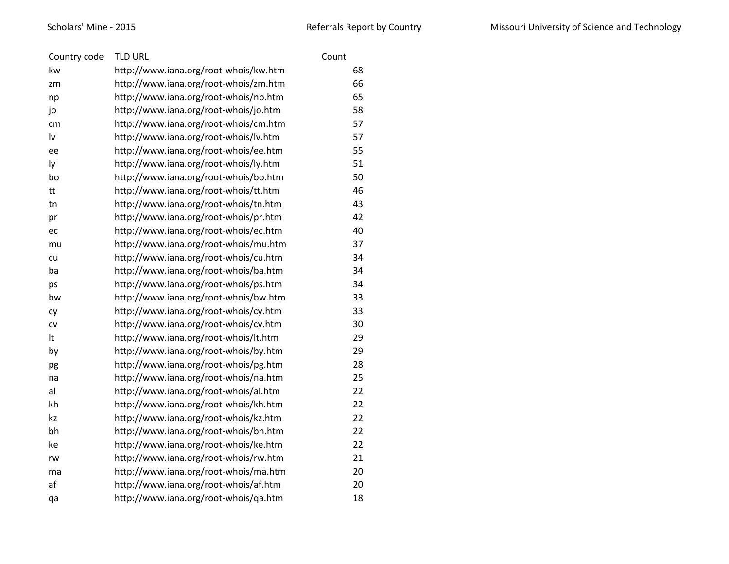| Country code | TLD URL | Count |
|---|---|---|
| kw | http://www.iana.org/root-whois/kw.htm | 68 |
| zm | http://www.iana.org/root-whois/zm.htm | 66 |
| np | http://www.iana.org/root-whois/np.htm | 65 |
| jo | http://www.iana.org/root-whois/jo.htm | 58 |
| cm | http://www.iana.org/root-whois/cm.htm | 57 |
| lv | http://www.iana.org/root-whois/lv.htm | 57 |
| ee | http://www.iana.org/root-whois/ee.htm | 55 |
| ly | http://www.iana.org/root-whois/ly.htm | 51 |
| bo | http://www.iana.org/root-whois/bo.htm | 50 |
| tt | http://www.iana.org/root-whois/tt.htm | 46 |
| tn | http://www.iana.org/root-whois/tn.htm | 43 |
| pr | http://www.iana.org/root-whois/pr.htm | 42 |
| ec | http://www.iana.org/root-whois/ec.htm | 40 |
| mu | http://www.iana.org/root-whois/mu.htm | 37 |
| cu | http://www.iana.org/root-whois/cu.htm | 34 |
| ba | http://www.iana.org/root-whois/ba.htm | 34 |
| ps | http://www.iana.org/root-whois/ps.htm | 34 |
| bw | http://www.iana.org/root-whois/bw.htm | 33 |
| cy | http://www.iana.org/root-whois/cy.htm | 33 |
| cv | http://www.iana.org/root-whois/cv.htm | 30 |
| lt | http://www.iana.org/root-whois/lt.htm | 29 |
| by | http://www.iana.org/root-whois/by.htm | 29 |
| pg | http://www.iana.org/root-whois/pg.htm | 28 |
| na | http://www.iana.org/root-whois/na.htm | 25 |
| al | http://www.iana.org/root-whois/al.htm | 22 |
| kh | http://www.iana.org/root-whois/kh.htm | 22 |
| kz | http://www.iana.org/root-whois/kz.htm | 22 |
| bh | http://www.iana.org/root-whois/bh.htm | 22 |
| ke | http://www.iana.org/root-whois/ke.htm | 22 |
| rw | http://www.iana.org/root-whois/rw.htm | 21 |
| ma | http://www.iana.org/root-whois/ma.htm | 20 |
| af | http://www.iana.org/root-whois/af.htm | 20 |
| qa | http://www.iana.org/root-whois/qa.htm | 18 |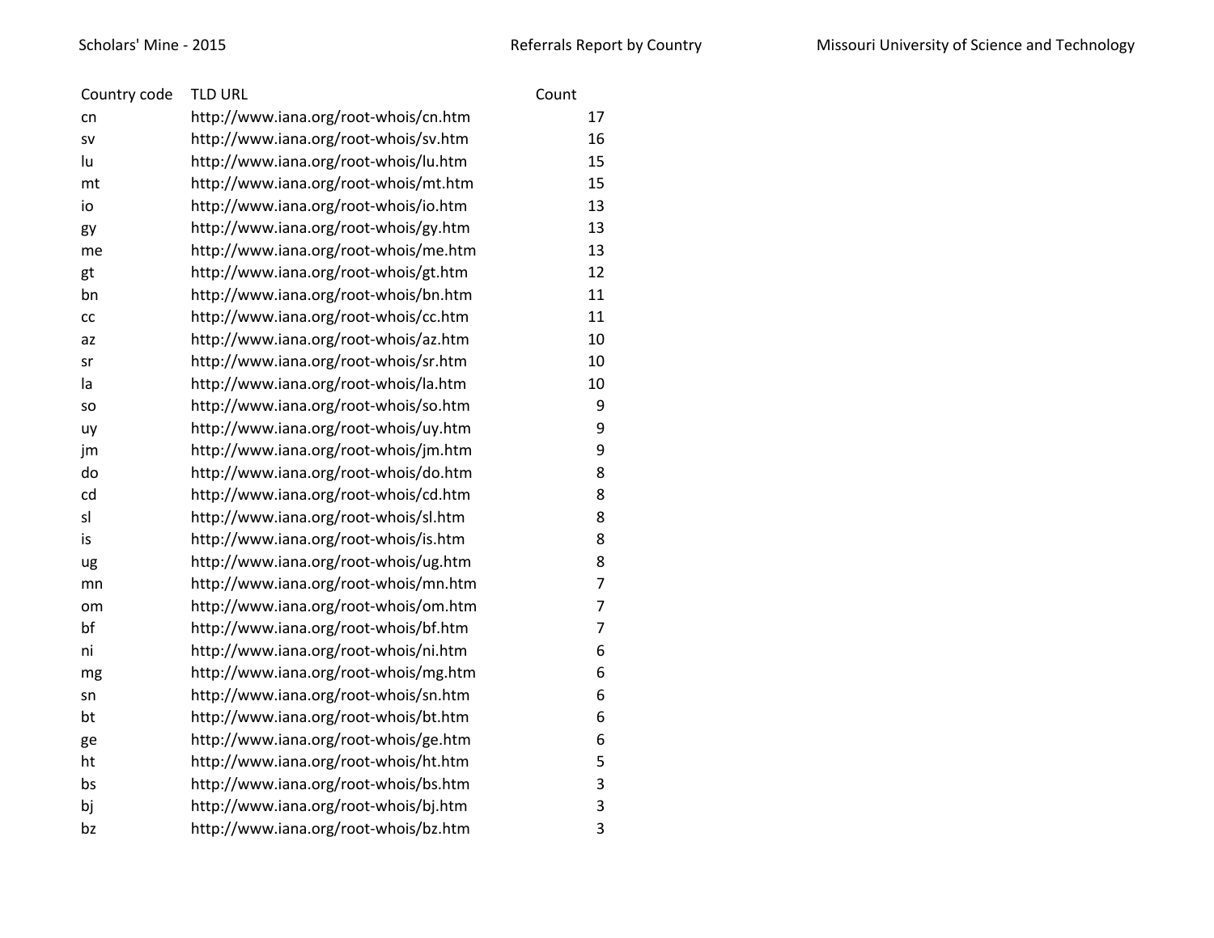| Country code | TLD URL | Count |
| --- | --- | --- |
| cn | http://www.iana.org/root-whois/cn.htm | 17 |
| sv | http://www.iana.org/root-whois/sv.htm | 16 |
| lu | http://www.iana.org/root-whois/lu.htm | 15 |
| mt | http://www.iana.org/root-whois/mt.htm | 15 |
| io | http://www.iana.org/root-whois/io.htm | 13 |
| gy | http://www.iana.org/root-whois/gy.htm | 13 |
| me | http://www.iana.org/root-whois/me.htm | 13 |
| gt | http://www.iana.org/root-whois/gt.htm | 12 |
| bn | http://www.iana.org/root-whois/bn.htm | 11 |
| cc | http://www.iana.org/root-whois/cc.htm | 11 |
| az | http://www.iana.org/root-whois/az.htm | 10 |
| sr | http://www.iana.org/root-whois/sr.htm | 10 |
| la | http://www.iana.org/root-whois/la.htm | 10 |
| so | http://www.iana.org/root-whois/so.htm | 9 |
| uy | http://www.iana.org/root-whois/uy.htm | 9 |
| jm | http://www.iana.org/root-whois/jm.htm | 9 |
| do | http://www.iana.org/root-whois/do.htm | 8 |
| cd | http://www.iana.org/root-whois/cd.htm | 8 |
| sl | http://www.iana.org/root-whois/sl.htm | 8 |
| is | http://www.iana.org/root-whois/is.htm | 8 |
| ug | http://www.iana.org/root-whois/ug.htm | 8 |
| mn | http://www.iana.org/root-whois/mn.htm | 7 |
| om | http://www.iana.org/root-whois/om.htm | 7 |
| bf | http://www.iana.org/root-whois/bf.htm | 7 |
| ni | http://www.iana.org/root-whois/ni.htm | 6 |
| mg | http://www.iana.org/root-whois/mg.htm | 6 |
| sn | http://www.iana.org/root-whois/sn.htm | 6 |
| bt | http://www.iana.org/root-whois/bt.htm | 6 |
| ge | http://www.iana.org/root-whois/ge.htm | 6 |
| ht | http://www.iana.org/root-whois/ht.htm | 5 |
| bs | http://www.iana.org/root-whois/bs.htm | 3 |
| bj | http://www.iana.org/root-whois/bj.htm | 3 |
| bz | http://www.iana.org/root-whois/bz.htm | 3 |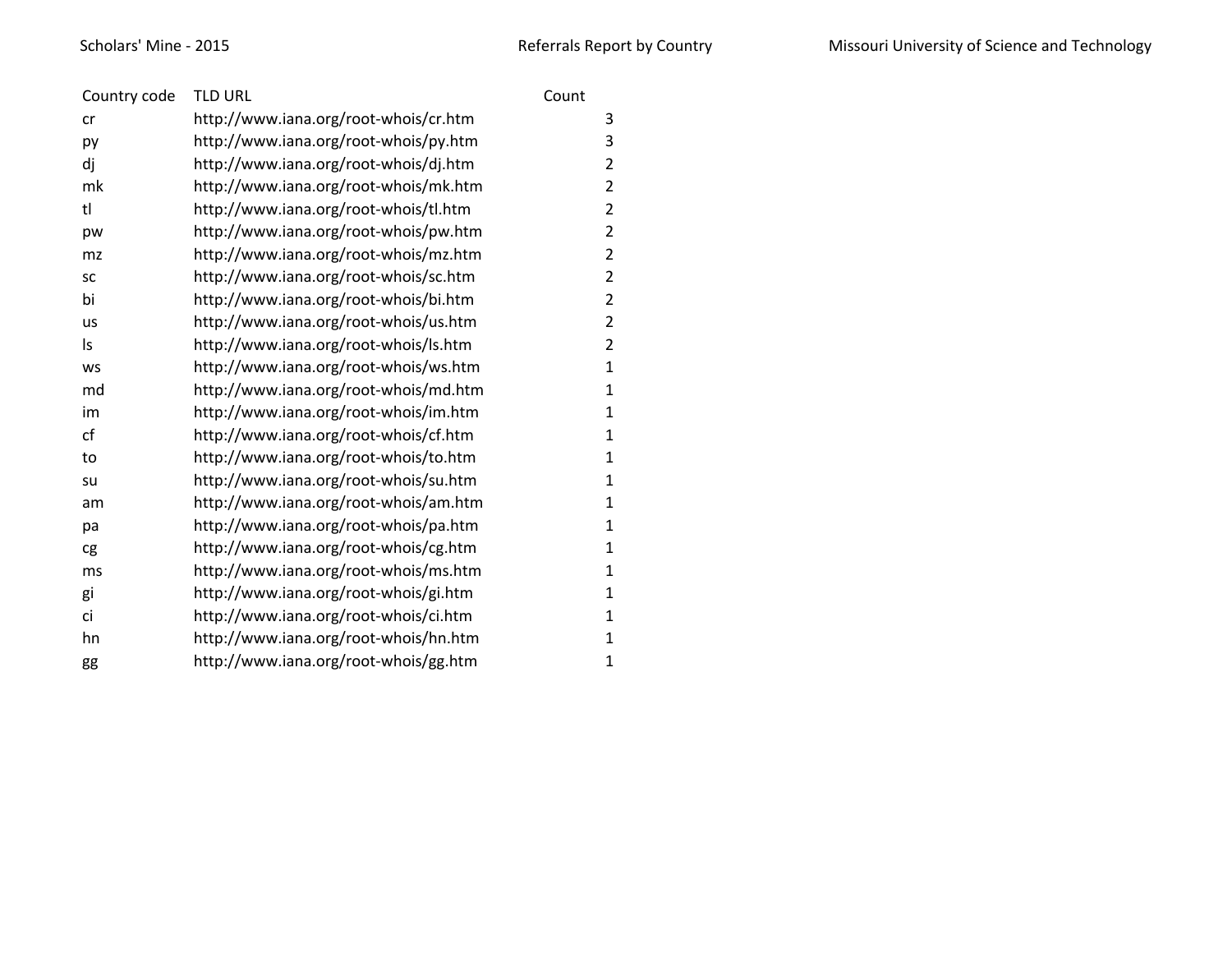| Country code | TLD URL | Count |
| --- | --- | --- |
| cr | http://www.iana.org/root-whois/cr.htm | 3 |
| py | http://www.iana.org/root-whois/py.htm | 3 |
| dj | http://www.iana.org/root-whois/dj.htm | 2 |
| mk | http://www.iana.org/root-whois/mk.htm | 2 |
| tl | http://www.iana.org/root-whois/tl.htm | 2 |
| pw | http://www.iana.org/root-whois/pw.htm | 2 |
| mz | http://www.iana.org/root-whois/mz.htm | 2 |
| sc | http://www.iana.org/root-whois/sc.htm | 2 |
| bi | http://www.iana.org/root-whois/bi.htm | 2 |
| us | http://www.iana.org/root-whois/us.htm | 2 |
| ls | http://www.iana.org/root-whois/ls.htm | 2 |
| ws | http://www.iana.org/root-whois/ws.htm | 1 |
| md | http://www.iana.org/root-whois/md.htm | 1 |
| im | http://www.iana.org/root-whois/im.htm | 1 |
| cf | http://www.iana.org/root-whois/cf.htm | 1 |
| to | http://www.iana.org/root-whois/to.htm | 1 |
| su | http://www.iana.org/root-whois/su.htm | 1 |
| am | http://www.iana.org/root-whois/am.htm | 1 |
| pa | http://www.iana.org/root-whois/pa.htm | 1 |
| cg | http://www.iana.org/root-whois/cg.htm | 1 |
| ms | http://www.iana.org/root-whois/ms.htm | 1 |
| gi | http://www.iana.org/root-whois/gi.htm | 1 |
| ci | http://www.iana.org/root-whois/ci.htm | 1 |
| hn | http://www.iana.org/root-whois/hn.htm | 1 |
| gg | http://www.iana.org/root-whois/gg.htm | 1 |